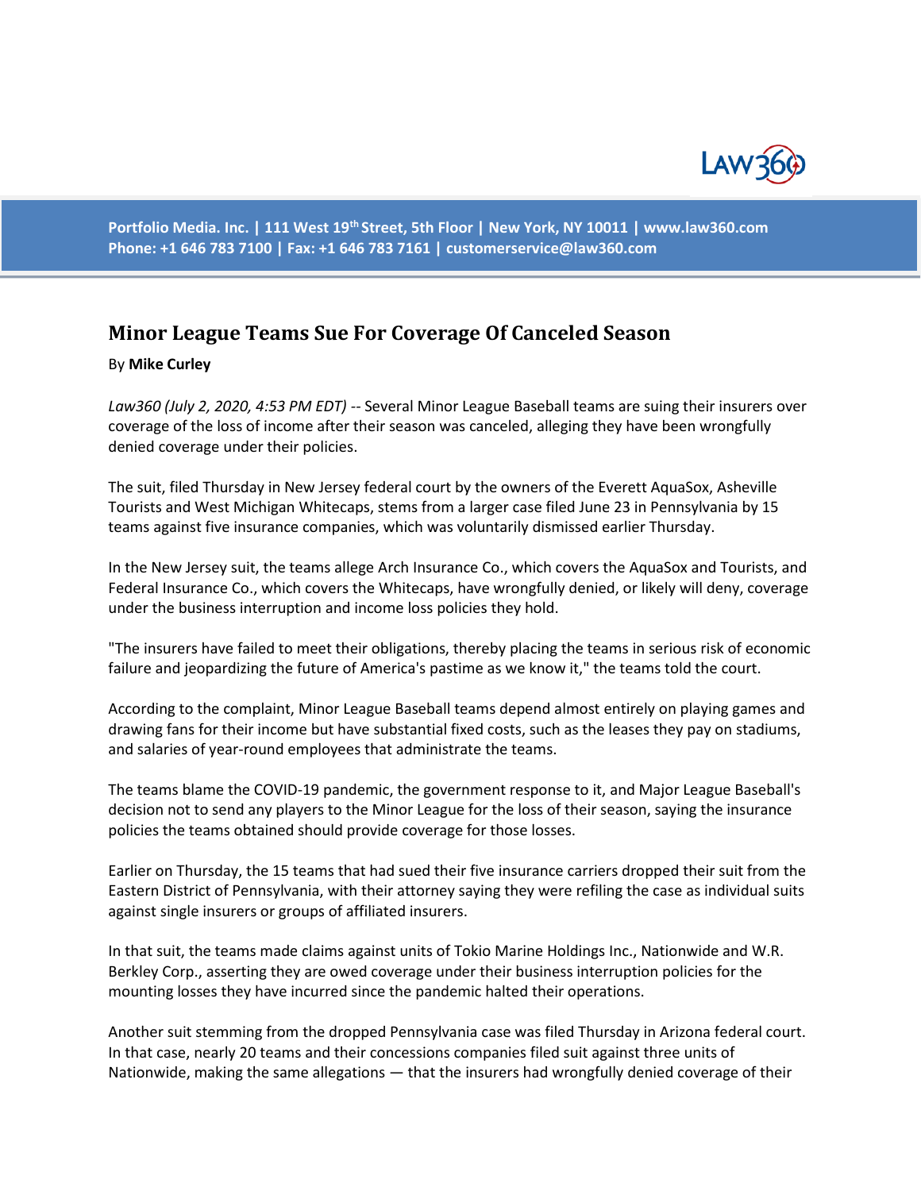Portfolio Media. Inc. | 111 West 19th Street, 5th Floor | New York, NY 10011 | www.law360.com
Phone: +1 646 783 7100 | Fax: +1 646 783 7161 | customerservice@law360.com

# Minor League Teams Sue For Coverage Of Canceled Season

By **Mike Curley**

*Law360 (July 2, 2020, 4:53 PM EDT)* -- Several Minor League Baseball teams are suing their insurers over coverage of the loss of income after their season was canceled, alleging they have been wrongfully denied coverage under their policies.

The suit, filed Thursday in New Jersey federal court by the owners of the Everett AquaSox, Asheville Tourists and West Michigan Whitecaps, stems from a larger case filed June 23 in Pennsylvania by 15 teams against five insurance companies, which was voluntarily dismissed earlier Thursday.

In the New Jersey suit, the teams allege Arch Insurance Co., which covers the AquaSox and Tourists, and Federal Insurance Co., which covers the Whitecaps, have wrongfully denied, or likely will deny, coverage under the business interruption and income loss policies they hold.

"The insurers have failed to meet their obligations, thereby placing the teams in serious risk of economic failure and jeopardizing the future of America's pastime as we know it," the teams told the court.

According to the complaint, Minor League Baseball teams depend almost entirely on playing games and drawing fans for their income but have substantial fixed costs, such as the leases they pay on stadiums, and salaries of year-round employees that administrate the teams.

The teams blame the COVID-19 pandemic, the government response to it, and Major League Baseball's decision not to send any players to the Minor League for the loss of their season, saying the insurance policies the teams obtained should provide coverage for those losses.

Earlier on Thursday, the 15 teams that had sued their five insurance carriers dropped their suit from the Eastern District of Pennsylvania, with their attorney saying they were refiling the case as individual suits against single insurers or groups of affiliated insurers.

In that suit, the teams made claims against units of Tokio Marine Holdings Inc., Nationwide and W.R. Berkley Corp., asserting they are owed coverage under their business interruption policies for the mounting losses they have incurred since the pandemic halted their operations.

Another suit stemming from the dropped Pennsylvania case was filed Thursday in Arizona federal court. In that case, nearly 20 teams and their concessions companies filed suit against three units of Nationwide, making the same allegations — that the insurers had wrongfully denied coverage of their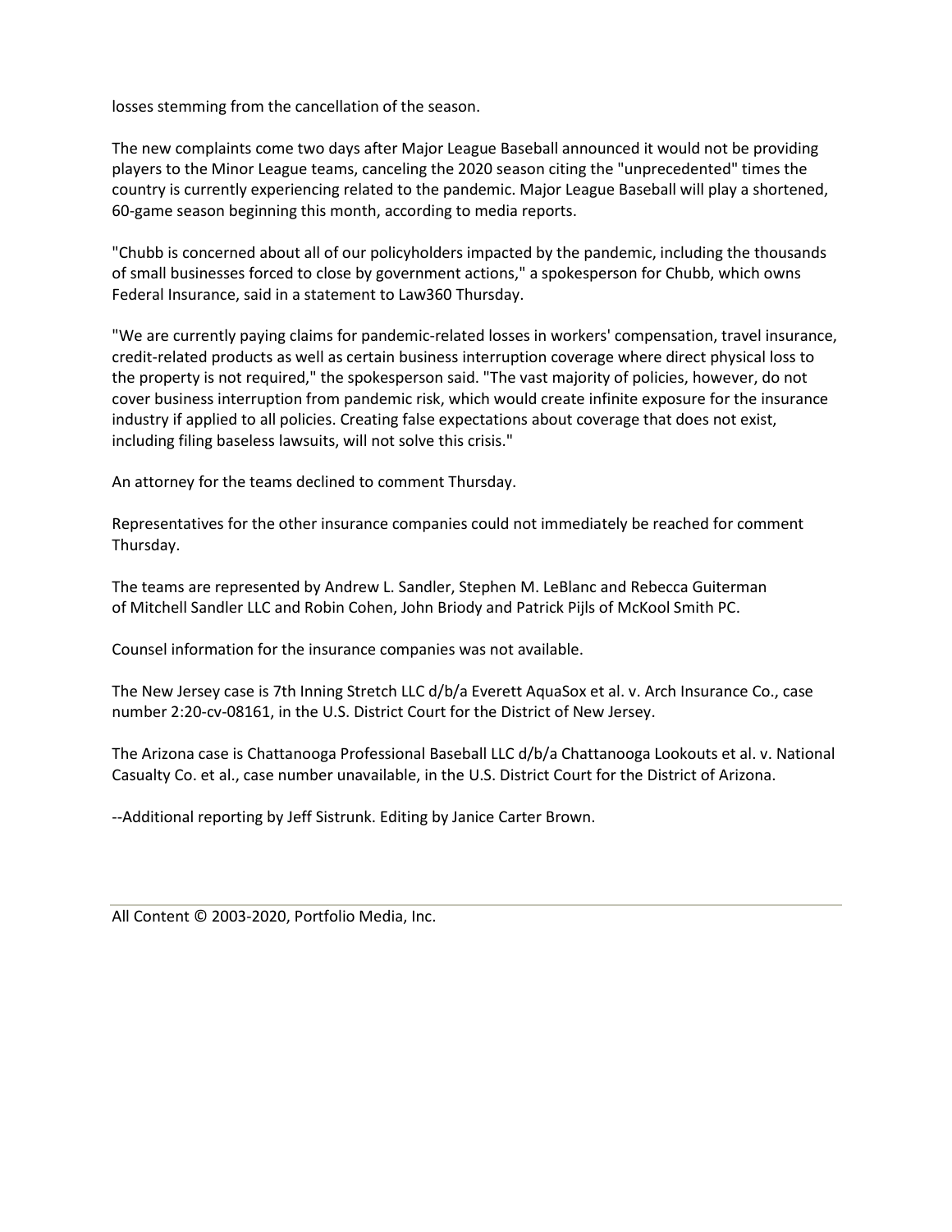losses stemming from the cancellation of the season.

The new complaints come two days after Major League Baseball announced it would not be providing players to the Minor League teams, canceling the 2020 season citing the "unprecedented" times the country is currently experiencing related to the pandemic. Major League Baseball will play a shortened, 60-game season beginning this month, according to media reports.

"Chubb is concerned about all of our policyholders impacted by the pandemic, including the thousands of small businesses forced to close by government actions," a spokesperson for Chubb, which owns Federal Insurance, said in a statement to Law360 Thursday.

"We are currently paying claims for pandemic-related losses in workers' compensation, travel insurance, credit-related products as well as certain business interruption coverage where direct physical loss to the property is not required," the spokesperson said. "The vast majority of policies, however, do not cover business interruption from pandemic risk, which would create infinite exposure for the insurance industry if applied to all policies. Creating false expectations about coverage that does not exist, including filing baseless lawsuits, will not solve this crisis."

An attorney for the teams declined to comment Thursday.

Representatives for the other insurance companies could not immediately be reached for comment Thursday.

The teams are represented by Andrew L. Sandler, Stephen M. LeBlanc and Rebecca Guiterman of Mitchell Sandler LLC and Robin Cohen, John Briody and Patrick Pijls of McKool Smith PC.

Counsel information for the insurance companies was not available.

The New Jersey case is 7th Inning Stretch LLC d/b/a Everett AquaSox et al. v. Arch Insurance Co., case number 2:20-cv-08161, in the U.S. District Court for the District of New Jersey.

The Arizona case is Chattanooga Professional Baseball LLC d/b/a Chattanooga Lookouts et al. v. National Casualty Co. et al., case number unavailable, in the U.S. District Court for the District of Arizona.

--Additional reporting by Jeff Sistrunk. Editing by Janice Carter Brown.

---

All Content © 2003-2020, Portfolio Media, Inc.